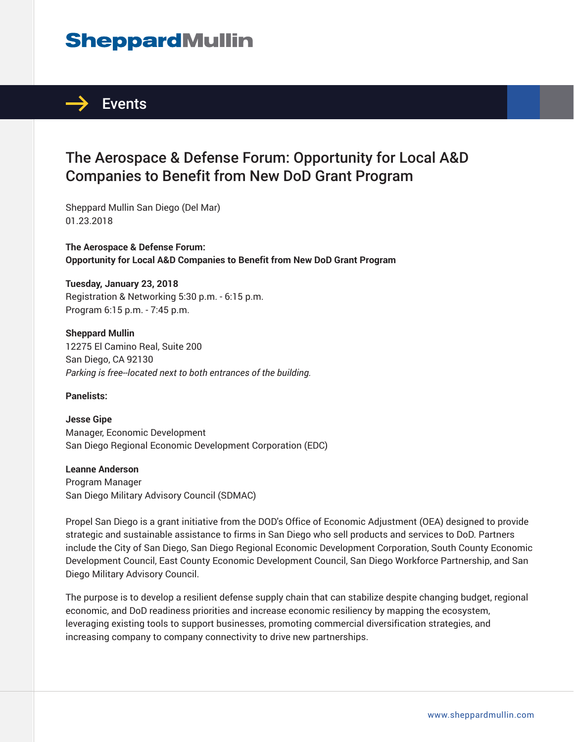# The Aerospace & Defense Forum: Opportunity for Local A&D Companies to Benefit from New DoD Grant Program

Sheppard Mullin San Diego (Del Mar)
01.23.2018

**The Aerospace & Defense Forum:**
**Opportunity for Local A&D Companies to Benefit from New DoD Grant Program**

**Tuesday, January 23, 2018**
Registration & Networking 5:30 p.m. - 6:15 p.m.
Program 6:15 p.m. - 7:45 p.m.

**Sheppard Mullin**
12275 El Camino Real, Suite 200
San Diego, CA 92130
*Parking is free--located next to both entrances of the building.*

**Panelists:**

**Jesse Gipe**
Manager, Economic Development
San Diego Regional Economic Development Corporation (EDC)

**Leanne Anderson**
Program Manager
San Diego Military Advisory Council (SDMAC)

Propel San Diego is a grant initiative from the DOD's Office of Economic Adjustment (OEA) designed to provide strategic and sustainable assistance to firms in San Diego who sell products and services to DoD. Partners include the City of San Diego, San Diego Regional Economic Development Corporation, South County Economic Development Council, East County Economic Development Council, San Diego Workforce Partnership, and San Diego Military Advisory Council.

The purpose is to develop a resilient defense supply chain that can stabilize despite changing budget, regional economic, and DoD readiness priorities and increase economic resiliency by mapping the ecosystem, leveraging existing tools to support businesses, promoting commercial diversification strategies, and increasing company to company connectivity to drive new partnerships.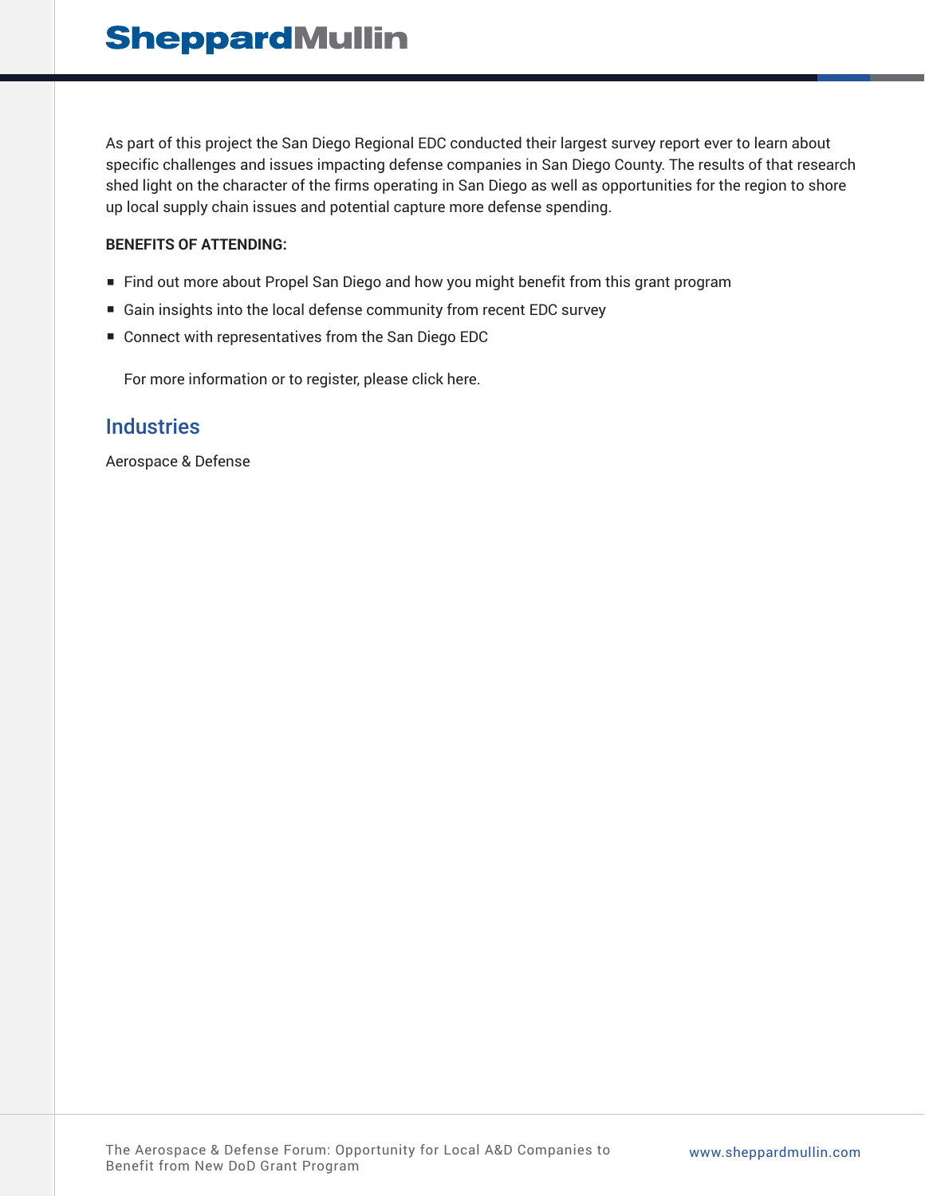As part of this project the San Diego Regional EDC conducted their largest survey report ever to learn about specific challenges and issues impacting defense companies in San Diego County. The results of that research shed light on the character of the firms operating in San Diego as well as opportunities for the region to shore up local supply chain issues and potential capture more defense spending.

**BENEFITS OF ATTENDING:**

- Find out more about Propel San Diego and how you might benefit from this grant program
- Gain insights into the local defense community from recent EDC survey
- Connect with representatives from the San Diego EDC

For more information or to register, please click here.

## Industries

Aerospace & Defense